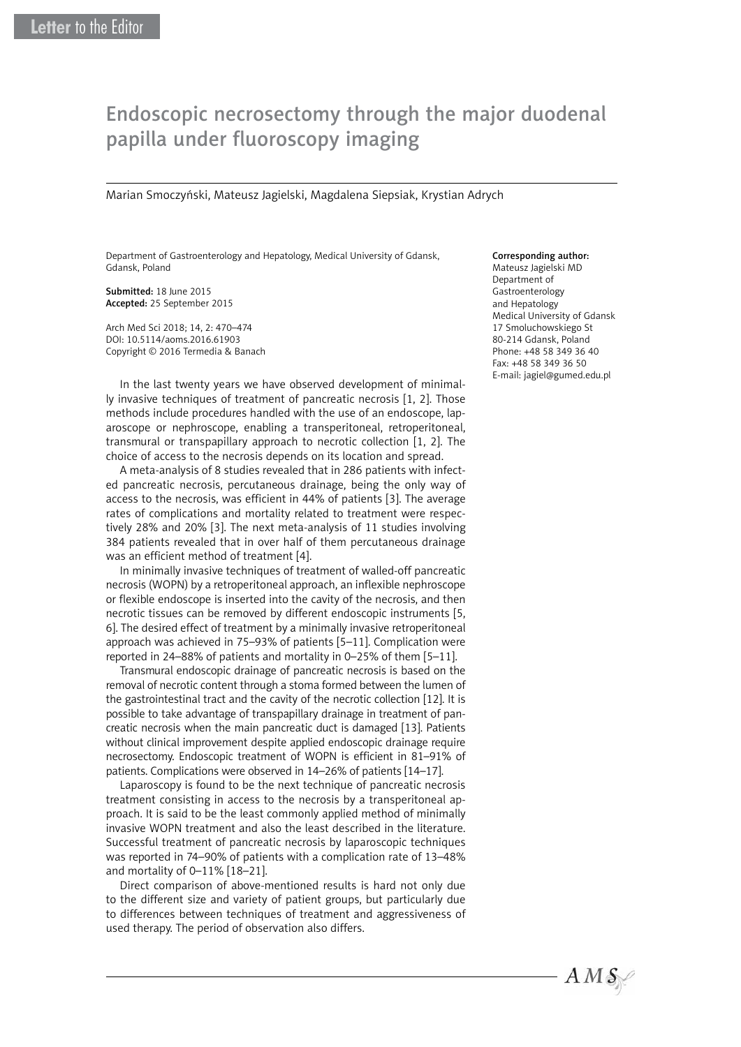Letter to the Editor

# Endoscopic necrosectomy through the major duodenal papilla under fluoroscopy imaging

Marian Smoczyński, Mateusz Jagielski, Magdalena Siepsiak, Krystian Adrych

Department of Gastroenterology and Hepatology, Medical University of Gdansk, Gdansk, Poland

**Submitted:** 18 June 2015
**Accepted:** 25 September 2015

Arch Med Sci 2018; 14, 2: 470–474
DOI: 10.5114/aoms.2016.61903
Copyright © 2016 Termedia & Banach

**Corresponding author:**
Mateusz Jagielski MD
Department of Gastroenterology and Hepatology
Medical University of Gdansk
17 Smoluchowskiego St
80-214 Gdansk, Poland
Phone: +48 58 349 36 40
Fax: +48 58 349 36 50
E-mail: jagiel@gumed.edu.pl

In the last twenty years we have observed development of minimally invasive techniques of treatment of pancreatic necrosis [1, 2]. Those methods include procedures handled with the use of an endoscope, laparoscope or nephroscope, enabling a transperitoneal, retroperitoneal, transmural or transpapillary approach to necrotic collection [1, 2]. The choice of access to the necrosis depends on its location and spread.

A meta-analysis of 8 studies revealed that in 286 patients with infected pancreatic necrosis, percutaneous drainage, being the only way of access to the necrosis, was efficient in 44% of patients [3]. The average rates of complications and mortality related to treatment were respectively 28% and 20% [3]. The next meta-analysis of 11 studies involving 384 patients revealed that in over half of them percutaneous drainage was an efficient method of treatment [4].

In minimally invasive techniques of treatment of walled-off pancreatic necrosis (WOPN) by a retroperitoneal approach, an inflexible nephroscope or flexible endoscope is inserted into the cavity of the necrosis, and then necrotic tissues can be removed by different endoscopic instruments [5, 6]. The desired effect of treatment by a minimally invasive retroperitoneal approach was achieved in 75–93% of patients [5–11]. Complication were reported in 24–88% of patients and mortality in 0–25% of them [5–11].

Transmural endoscopic drainage of pancreatic necrosis is based on the removal of necrotic content through a stoma formed between the lumen of the gastrointestinal tract and the cavity of the necrotic collection [12]. It is possible to take advantage of transpapillary drainage in treatment of pancreatic necrosis when the main pancreatic duct is damaged [13]. Patients without clinical improvement despite applied endoscopic drainage require necrosectomy. Endoscopic treatment of WOPN is efficient in 81–91% of patients. Complications were observed in 14–26% of patients [14–17].

Laparoscopy is found to be the next technique of pancreatic necrosis treatment consisting in access to the necrosis by a transperitoneal approach. It is said to be the least commonly applied method of minimally invasive WOPN treatment and also the least described in the literature. Successful treatment of pancreatic necrosis by laparoscopic techniques was reported in 74–90% of patients with a complication rate of 13–48% and mortality of 0–11% [18–21].

Direct comparison of above-mentioned results is hard not only due to the different size and variety of patient groups, but particularly due to differences between techniques of treatment and aggressiveness of used therapy. The period of observation also differs.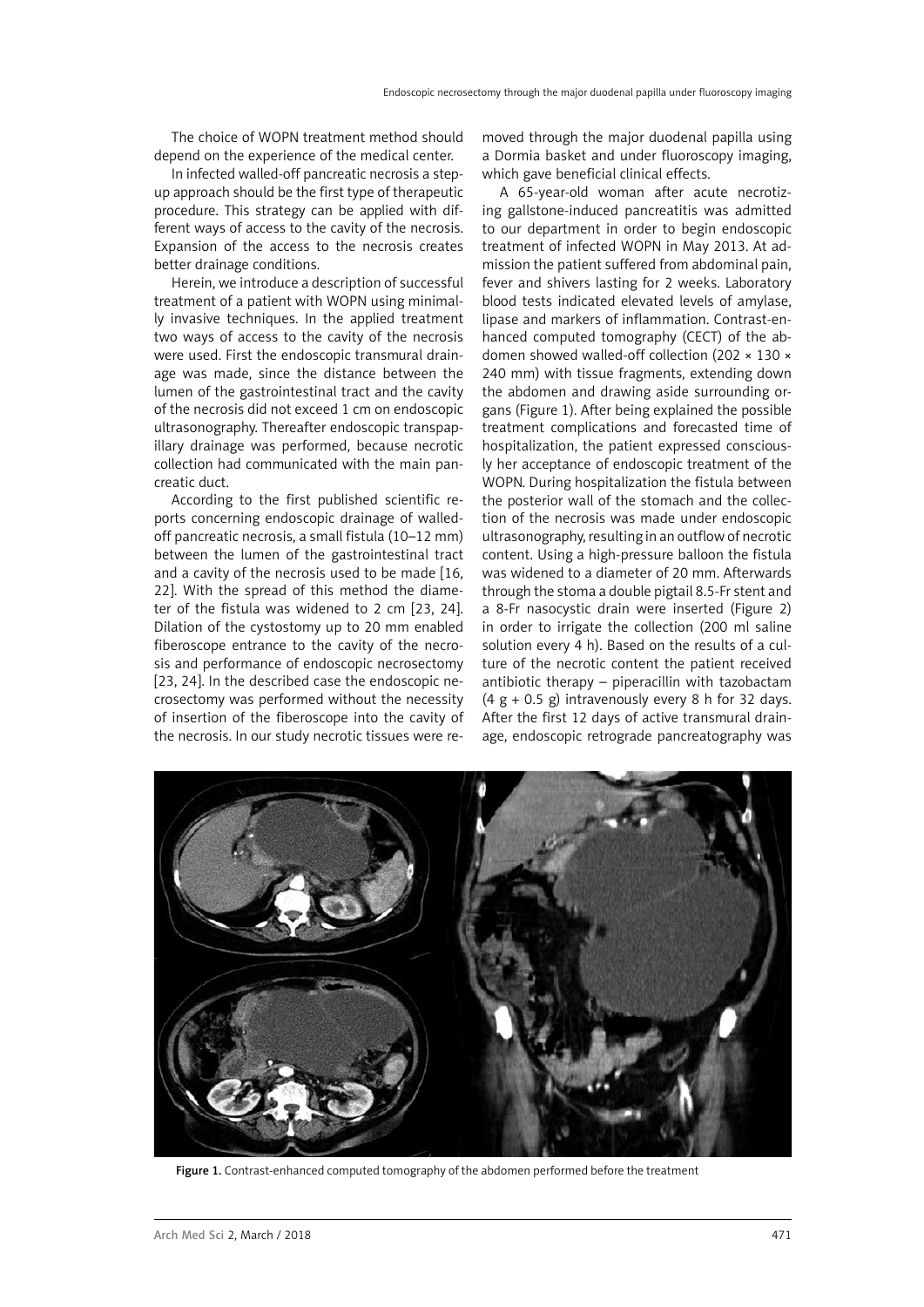The choice of WOPN treatment method should depend on the experience of the medical center.

In infected walled-off pancreatic necrosis a step-up approach should be the first type of therapeutic procedure. This strategy can be applied with different ways of access to the cavity of the necrosis. Expansion of the access to the necrosis creates better drainage conditions.

Herein, we introduce a description of successful treatment of a patient with WOPN using minimally invasive techniques. In the applied treatment two ways of access to the cavity of the necrosis were used. First the endoscopic transmural drainage was made, since the distance between the lumen of the gastrointestinal tract and the cavity of the necrosis did not exceed 1 cm on endoscopic ultrasonography. Thereafter endoscopic transpapillary drainage was performed, because necrotic collection had communicated with the main pancreatic duct.

According to the first published scientific reports concerning endoscopic drainage of walled-off pancreatic necrosis, a small fistula (10–12 mm) between the lumen of the gastrointestinal tract and a cavity of the necrosis used to be made [16, 22]. With the spread of this method the diameter of the fistula was widened to 2 cm [23, 24]. Dilation of the cystostomy up to 20 mm enabled fiberoscope entrance to the cavity of the necrosis and performance of endoscopic necrosectomy [23, 24]. In the described case the endoscopic necrosectomy was performed without the necessity of insertion of the fiberoscope into the cavity of the necrosis. In our study necrotic tissues were removed through the major duodenal papilla using a Dormia basket and under fluoroscopy imaging, which gave beneficial clinical effects.

A 65-year-old woman after acute necrotizing gallstone-induced pancreatitis was admitted to our department in order to begin endoscopic treatment of infected WOPN in May 2013. At admission the patient suffered from abdominal pain, fever and shivers lasting for 2 weeks. Laboratory blood tests indicated elevated levels of amylase, lipase and markers of inflammation. Contrast-enhanced computed tomography (CECT) of the abdomen showed walled-off collection (202 × 130 × 240 mm) with tissue fragments, extending down the abdomen and drawing aside surrounding organs (Figure 1). After being explained the possible treatment complications and forecasted time of hospitalization, the patient expressed consciously her acceptance of endoscopic treatment of the WOPN. During hospitalization the fistula between the posterior wall of the stomach and the collection of the necrosis was made under endoscopic ultrasonography, resulting in an outflow of necrotic content. Using a high-pressure balloon the fistula was widened to a diameter of 20 mm. Afterwards through the stoma a double pigtail 8.5-Fr stent and a 8-Fr nasocystic drain were inserted (Figure 2) in order to irrigate the collection (200 ml saline solution every 4 h). Based on the results of a culture of the necrotic content the patient received antibiotic therapy – piperacillin with tazobactam (4 g + 0.5 g) intravenously every 8 h for 32 days. After the first 12 days of active transmural drainage, endoscopic retrograde pancreatography was

**Figure 1.** Contrast-enhanced computed tomography of the abdomen performed before the treatment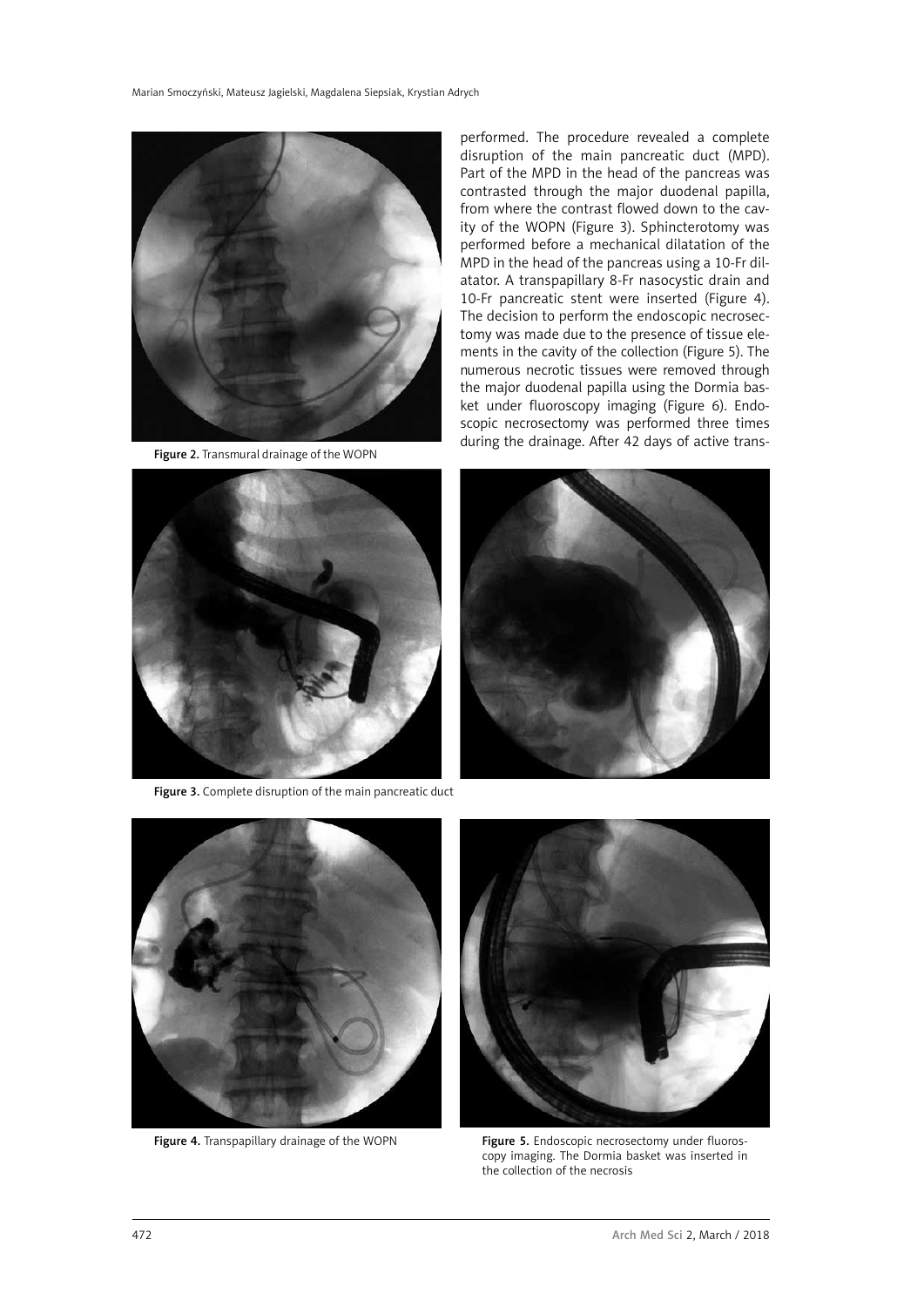performed. The procedure revealed a complete disruption of the main pancreatic duct (MPD). Part of the MPD in the head of the pancreas was contrasted through the major duodenal papilla, from where the contrast flowed down to the cavity of the WOPN (Figure 3). Sphincterotomy was performed before a mechanical dilatation of the MPD in the head of the pancreas using a 10-Fr dilatator. A transpapillary 8-Fr nasocystic drain and 10-Fr pancreatic stent were inserted (Figure 4). The decision to perform the endoscopic necrosectomy was made due to the presence of tissue elements in the cavity of the collection (Figure 5). The numerous necrotic tissues were removed through the major duodenal papilla using the Dormia basket under fluoroscopy imaging (Figure 6). Endoscopic necrosectomy was performed three times during the drainage. After 42 days of active trans-

**Figure 2.** Transmural drainage of the WOPN

**Figure 3.** Complete disruption of the main pancreatic duct

**Figure 4.** Transpapillary drainage of the WOPN

**Figure 5.** Endoscopic necrosectomy under fluoroscopy imaging. The Dormia basket was inserted in the collection of the necrosis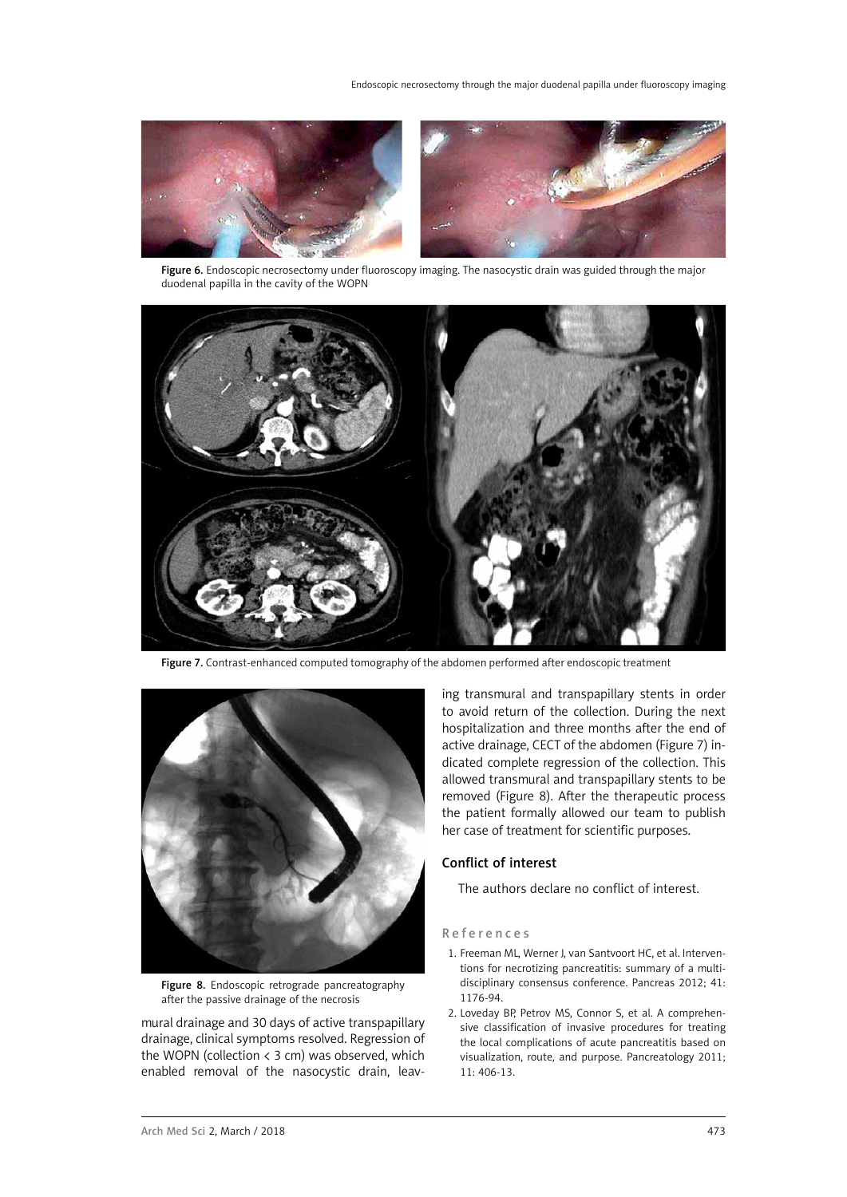Figure 6. Endoscopic necrosectomy under fluoroscopy imaging. The nasocystic drain was guided through the major duodenal papilla in the cavity of the WOPN

Figure 7. Contrast-enhanced computed tomography of the abdomen performed after endoscopic treatment

Figure 8. Endoscopic retrograde pancreatography after the passive drainage of the necrosis

mural drainage and 30 days of active transpapillary drainage, clinical symptoms resolved. Regression of the WOPN (collection < 3 cm) was observed, which enabled removal of the nasocystic drain, leaving transmural and transpapillary stents in order to avoid return of the collection. During the next hospitalization and three months after the end of active drainage, CECT of the abdomen (Figure 7) indicated complete regression of the collection. This allowed transmural and transpapillary stents to be removed (Figure 8). After the therapeutic process the patient formally allowed our team to publish her case of treatment for scientific purposes.

## Conflict of interest

The authors declare no conflict of interest.

## References

1. Freeman ML, Werner J, van Santvoort HC, et al. Interventions for necrotizing pancreatitis: summary of a multidisciplinary consensus conference. Pancreas 2012; 41: 1176-94.
2. Loveday BP, Petrov MS, Connor S, et al. A comprehensive classification of invasive procedures for treating the local complications of acute pancreatitis based on visualization, route, and purpose. Pancreatology 2011; 11: 406-13.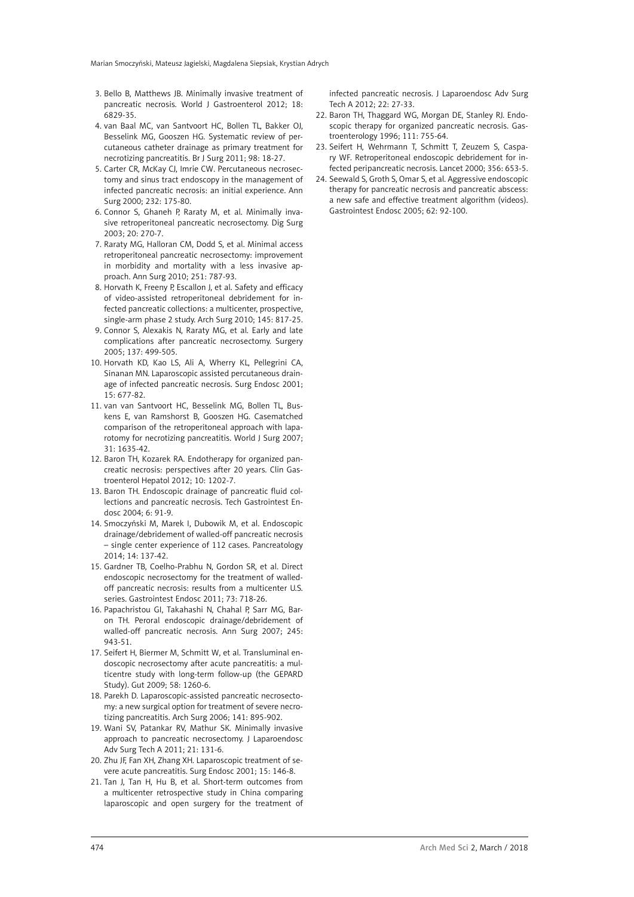3. Bello B, Matthews JB. Minimally invasive treatment of pancreatic necrosis. World J Gastroenterol 2012; 18: 6829-35.
4. van Baal MC, van Santvoort HC, Bollen TL, Bakker OJ, Besselink MG, Gooszen HG. Systematic review of percutaneous catheter drainage as primary treatment for necrotizing pancreatitis. Br J Surg 2011; 98: 18-27.
5. Carter CR, McKay CJ, Imrie CW. Percutaneous necrosectomy and sinus tract endoscopy in the management of infected pancreatic necrosis: an initial experience. Ann Surg 2000; 232: 175-80.
6. Connor S, Ghaneh P, Raraty M, et al. Minimally invasive retroperitoneal pancreatic necrosectomy. Dig Surg 2003; 20: 270-7.
7. Raraty MG, Halloran CM, Dodd S, et al. Minimal access retroperitoneal pancreatic necrosectomy: improvement in morbidity and mortality with a less invasive approach. Ann Surg 2010; 251: 787-93.
8. Horvath K, Freeny P, Escallon J, et al. Safety and efficacy of video-assisted retroperitoneal debridement for infected pancreatic collections: a multicenter, prospective, single-arm phase 2 study. Arch Surg 2010; 145: 817-25.
9. Connor S, Alexakis N, Raraty MG, et al. Early and late complications after pancreatic necrosectomy. Surgery 2005; 137: 499-505.
10. Horvath KD, Kao LS, Ali A, Wherry KL, Pellegrini CA, Sinanan MN. Laparoscopic assisted percutaneous drainage of infected pancreatic necrosis. Surg Endosc 2001; 15: 677-82.
11. van van Santvoort HC, Besselink MG, Bollen TL, Buskens E, van Ramshorst B, Gooszen HG. Casematched comparison of the retroperitoneal approach with laparotomy for necrotizing pancreatitis. World J Surg 2007; 31: 1635-42.
12. Baron TH, Kozarek RA. Endotherapy for organized pancreatic necrosis: perspectives after 20 years. Clin Gastroenterol Hepatol 2012; 10: 1202-7.
13. Baron TH. Endoscopic drainage of pancreatic fluid collections and pancreatic necrosis. Tech Gastrointest Endosc 2004; 6: 91-9.
14. Smoczyński M, Marek I, Dubowik M, et al. Endoscopic drainage/debridement of walled-off pancreatic necrosis – single center experience of 112 cases. Pancreatology 2014; 14: 137-42.
15. Gardner TB, Coelho-Prabhu N, Gordon SR, et al. Direct endoscopic necrosectomy for the treatment of walled-off pancreatic necrosis: results from a multicenter U.S. series. Gastrointest Endosc 2011; 73: 718-26.
16. Papachristou GI, Takahashi N, Chahal P, Sarr MG, Baron TH. Peroral endoscopic drainage/debridement of walled-off pancreatic necrosis. Ann Surg 2007; 245: 943-51.
17. Seifert H, Biermer M, Schmitt W, et al. Transluminal endoscopic necrosectomy after acute pancreatitis: a multicentre study with long-term follow-up (the GEPARD Study). Gut 2009; 58: 1260-6.
18. Parekh D. Laparoscopic-assisted pancreatic necrosectomy: a new surgical option for treatment of severe necrotizing pancreatitis. Arch Surg 2006; 141: 895-902.
19. Wani SV, Patankar RV, Mathur SK. Minimally invasive approach to pancreatic necrosectomy. J Laparoendosc Adv Surg Tech A 2011; 21: 131-6.
20. Zhu JF, Fan XH, Zhang XH. Laparoscopic treatment of severe acute pancreatitis. Surg Endosc 2001; 15: 146-8.
21. Tan J, Tan H, Hu B, et al. Short-term outcomes from a multicenter retrospective study in China comparing laparoscopic and open surgery for the treatment of infected pancreatic necrosis. J Laparoendosc Adv Surg Tech A 2012; 22: 27-33.
22. Baron TH, Thaggard WG, Morgan DE, Stanley RJ. Endoscopic therapy for organized pancreatic necrosis. Gastroenterology 1996; 111: 755-64.
23. Seifert H, Wehrmann T, Schmitt T, Zeuzem S, Caspary WF. Retroperitoneal endoscopic debridement for infected peripancreatic necrosis. Lancet 2000; 356: 653-5.
24. Seewald S, Groth S, Omar S, et al. Aggressive endoscopic therapy for pancreatic necrosis and pancreatic abscess: a new safe and effective treatment algorithm (videos). Gastrointest Endosc 2005; 62: 92-100.